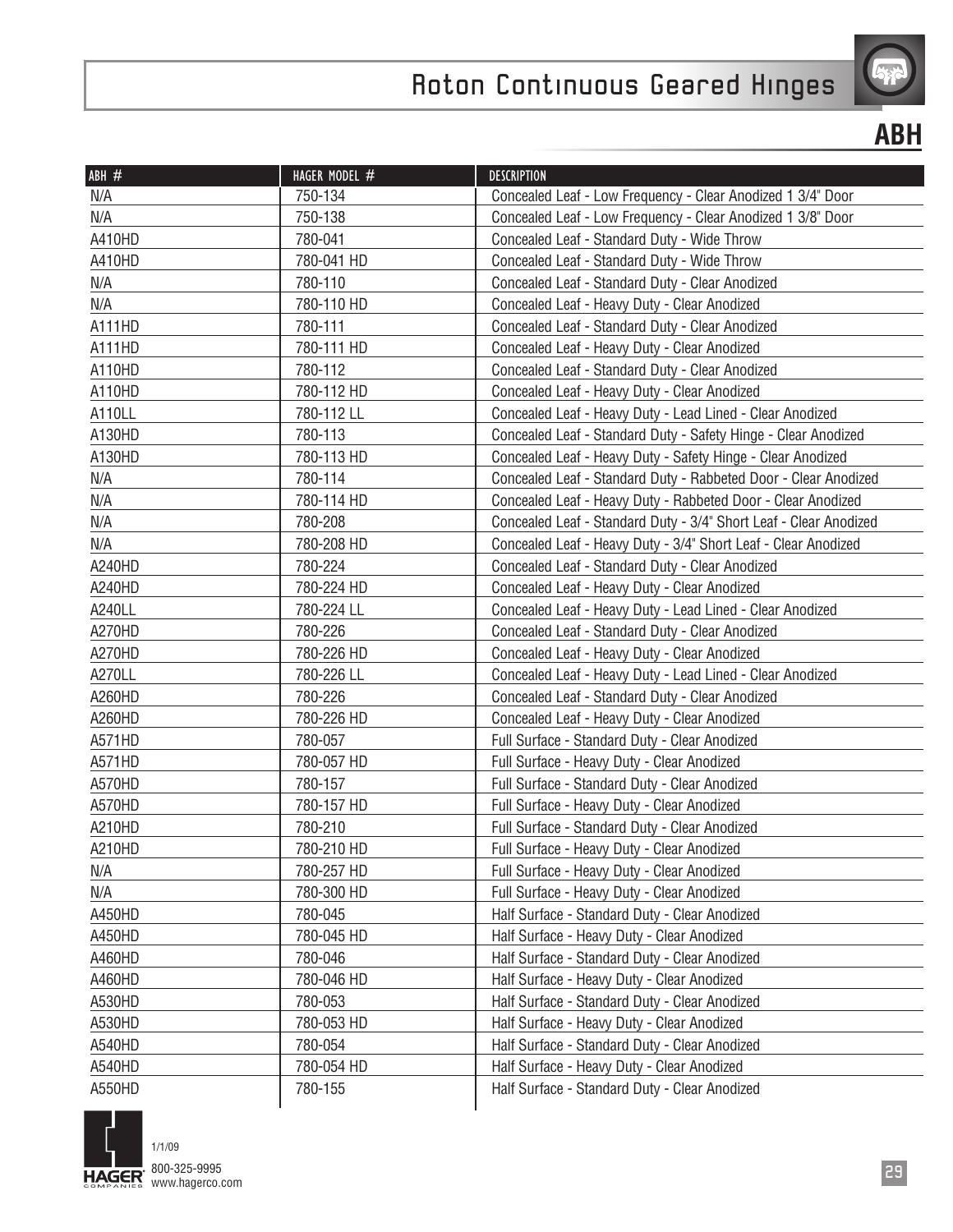# Roton Continuous Geared Hinges

## ABH

| ABH # | HAGER MODEL # | DESCRIPTION |
|---|---|---|
| N/A | 750-134 | Concealed Leaf - Low Frequency - Clear Anodized 1 3/4" Door |
| N/A | 750-138 | Concealed Leaf - Low Frequency - Clear Anodized 1 3/8" Door |
| A410HD | 780-041 | Concealed Leaf - Standard Duty - Wide Throw |
| A410HD | 780-041 HD | Concealed Leaf - Standard Duty - Wide Throw |
| N/A | 780-110 | Concealed Leaf - Standard Duty - Clear Anodized |
| N/A | 780-110 HD | Concealed Leaf - Heavy Duty - Clear Anodized |
| A111HD | 780-111 | Concealed Leaf - Standard Duty - Clear Anodized |
| A111HD | 780-111 HD | Concealed Leaf - Heavy Duty - Clear Anodized |
| A110HD | 780-112 | Concealed Leaf - Standard Duty - Clear Anodized |
| A110HD | 780-112 HD | Concealed Leaf - Heavy Duty - Clear Anodized |
| A110LL | 780-112 LL | Concealed Leaf - Heavy Duty - Lead Lined - Clear Anodized |
| A130HD | 780-113 | Concealed Leaf - Standard Duty - Safety Hinge - Clear Anodized |
| A130HD | 780-113 HD | Concealed Leaf - Heavy Duty - Safety Hinge - Clear Anodized |
| N/A | 780-114 | Concealed Leaf - Standard Duty - Rabbeted Door - Clear Anodized |
| N/A | 780-114 HD | Concealed Leaf - Heavy Duty - Rabbeted Door - Clear Anodized |
| N/A | 780-208 | Concealed Leaf - Standard Duty - 3/4" Short Leaf - Clear Anodized |
| N/A | 780-208 HD | Concealed Leaf - Heavy Duty - 3/4" Short Leaf - Clear Anodized |
| A240HD | 780-224 | Concealed Leaf - Standard Duty - Clear Anodized |
| A240HD | 780-224 HD | Concealed Leaf - Heavy Duty - Clear Anodized |
| A240LL | 780-224 LL | Concealed Leaf - Heavy Duty - Lead Lined - Clear Anodized |
| A270HD | 780-226 | Concealed Leaf - Standard Duty - Clear Anodized |
| A270HD | 780-226 HD | Concealed Leaf - Heavy Duty - Clear Anodized |
| A270LL | 780-226 LL | Concealed Leaf - Heavy Duty - Lead Lined - Clear Anodized |
| A260HD | 780-226 | Concealed Leaf - Standard Duty - Clear Anodized |
| A260HD | 780-226 HD | Concealed Leaf - Heavy Duty - Clear Anodized |
| A571HD | 780-057 | Full Surface - Standard Duty - Clear Anodized |
| A571HD | 780-057 HD | Full Surface - Heavy Duty - Clear Anodized |
| A570HD | 780-157 | Full Surface - Standard Duty - Clear Anodized |
| A570HD | 780-157 HD | Full Surface - Heavy Duty - Clear Anodized |
| A210HD | 780-210 | Full Surface - Standard Duty - Clear Anodized |
| A210HD | 780-210 HD | Full Surface - Heavy Duty - Clear Anodized |
| N/A | 780-257 HD | Full Surface - Heavy Duty - Clear Anodized |
| N/A | 780-300 HD | Full Surface - Heavy Duty - Clear Anodized |
| A450HD | 780-045 | Half Surface - Standard Duty - Clear Anodized |
| A450HD | 780-045 HD | Half Surface - Heavy Duty - Clear Anodized |
| A460HD | 780-046 | Half Surface - Standard Duty - Clear Anodized |
| A460HD | 780-046 HD | Half Surface - Heavy Duty - Clear Anodized |
| A530HD | 780-053 | Half Surface - Standard Duty - Clear Anodized |
| A530HD | 780-053 HD | Half Surface - Heavy Duty - Clear Anodized |
| A540HD | 780-054 | Half Surface - Standard Duty - Clear Anodized |
| A540HD | 780-054 HD | Half Surface - Heavy Duty - Clear Anodized |
| A550HD | 780-155 | Half Surface - Standard Duty - Clear Anodized |

1/1/09
800-325-9995
www.hagerco.com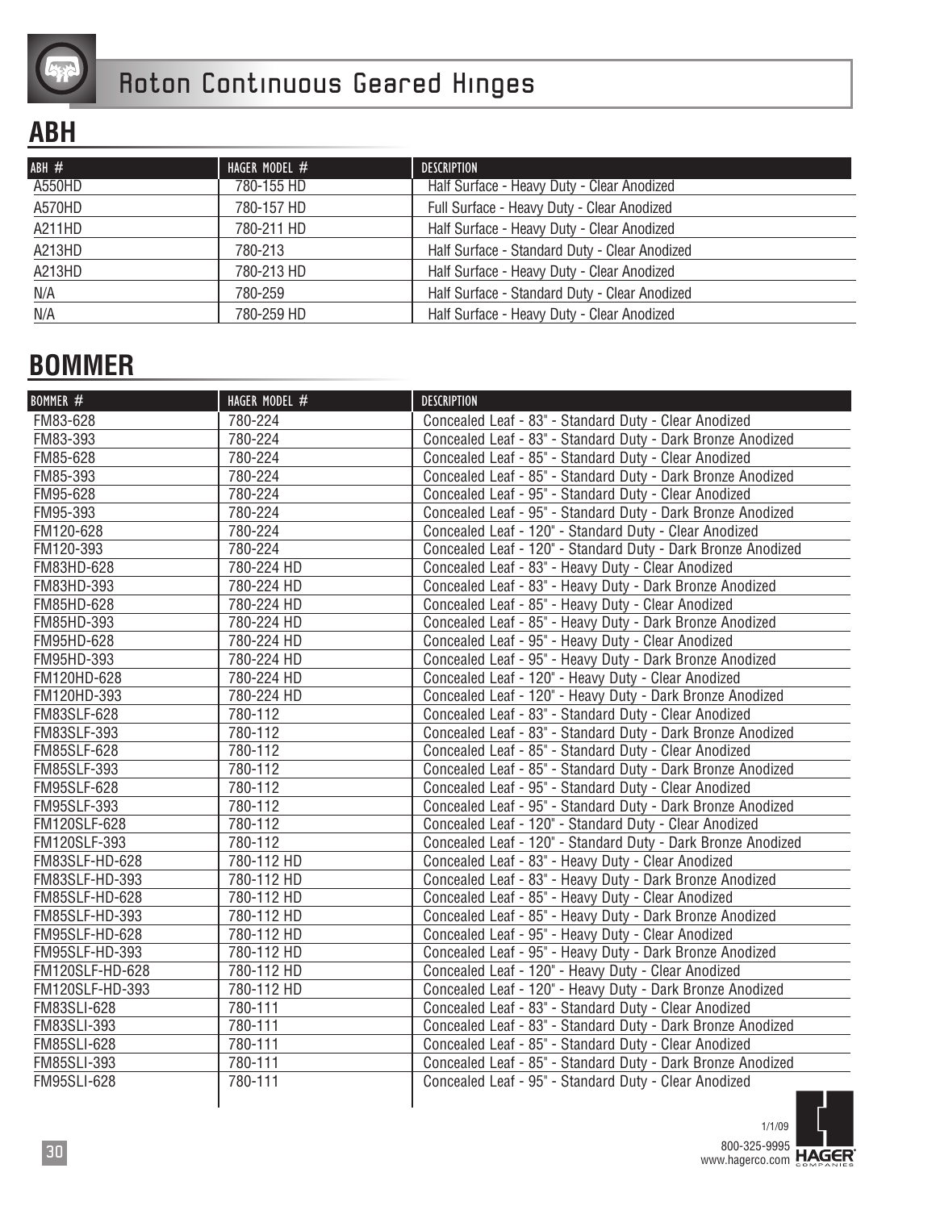# Roton Continuous Geared Hinges

## ABH

| ABH # | HAGER MODEL # | DESCRIPTION |
|---|---|---|
| A550HD | 780-155 HD | Half Surface - Heavy Duty - Clear Anodized |
| A570HD | 780-157 HD | Full Surface - Heavy Duty - Clear Anodized |
| A211HD | 780-211 HD | Half Surface - Heavy Duty - Clear Anodized |
| A213HD | 780-213 | Half Surface - Standard Duty - Clear Anodized |
| A213HD | 780-213 HD | Half Surface - Heavy Duty - Clear Anodized |
| N/A | 780-259 | Half Surface - Standard Duty - Clear Anodized |
| N/A | 780-259 HD | Half Surface - Heavy Duty - Clear Anodized |

## BOMMER

| BOMMER # | HAGER MODEL # | DESCRIPTION |
|---|---|---|
| FM83-628 | 780-224 | Concealed Leaf - 83" - Standard Duty - Clear Anodized |
| FM83-393 | 780-224 | Concealed Leaf - 83" - Standard Duty - Dark Bronze Anodized |
| FM85-628 | 780-224 | Concealed Leaf - 85" - Standard Duty - Clear Anodized |
| FM85-393 | 780-224 | Concealed Leaf - 85" - Standard Duty - Dark Bronze Anodized |
| FM95-628 | 780-224 | Concealed Leaf - 95" - Standard Duty - Clear Anodized |
| FM95-393 | 780-224 | Concealed Leaf - 95" - Standard Duty - Dark Bronze Anodized |
| FM120-628 | 780-224 | Concealed Leaf - 120" - Standard Duty - Clear Anodized |
| FM120-393 | 780-224 | Concealed Leaf - 120" - Standard Duty - Dark Bronze Anodized |
| FM83HD-628 | 780-224 HD | Concealed Leaf - 83" - Heavy Duty - Clear Anodized |
| FM83HD-393 | 780-224 HD | Concealed Leaf - 83" - Heavy Duty - Dark Bronze Anodized |
| FM85HD-628 | 780-224 HD | Concealed Leaf - 85" - Heavy Duty - Clear Anodized |
| FM85HD-393 | 780-224 HD | Concealed Leaf - 85" - Heavy Duty - Dark Bronze Anodized |
| FM95HD-628 | 780-224 HD | Concealed Leaf - 95" - Heavy Duty - Clear Anodized |
| FM95HD-393 | 780-224 HD | Concealed Leaf - 95" - Heavy Duty - Dark Bronze Anodized |
| FM120HD-628 | 780-224 HD | Concealed Leaf - 120" - Heavy Duty - Clear Anodized |
| FM120HD-393 | 780-224 HD | Concealed Leaf - 120" - Heavy Duty - Dark Bronze Anodized |
| FM83SLF-628 | 780-112 | Concealed Leaf - 83" - Standard Duty - Clear Anodized |
| FM83SLF-393 | 780-112 | Concealed Leaf - 83" - Standard Duty - Dark Bronze Anodized |
| FM85SLF-628 | 780-112 | Concealed Leaf - 85" - Standard Duty - Clear Anodized |
| FM85SLF-393 | 780-112 | Concealed Leaf - 85" - Standard Duty - Dark Bronze Anodized |
| FM95SLF-628 | 780-112 | Concealed Leaf - 95" - Standard Duty - Clear Anodized |
| FM95SLF-393 | 780-112 | Concealed Leaf - 95" - Standard Duty - Dark Bronze Anodized |
| FM120SLF-628 | 780-112 | Concealed Leaf - 120" - Standard Duty - Clear Anodized |
| FM120SLF-393 | 780-112 | Concealed Leaf - 120" - Standard Duty - Dark Bronze Anodized |
| FM83SLF-HD-628 | 780-112 HD | Concealed Leaf - 83" - Heavy Duty - Clear Anodized |
| FM83SLF-HD-393 | 780-112 HD | Concealed Leaf - 83" - Heavy Duty - Dark Bronze Anodized |
| FM85SLF-HD-628 | 780-112 HD | Concealed Leaf - 85" - Heavy Duty - Clear Anodized |
| FM85SLF-HD-393 | 780-112 HD | Concealed Leaf - 85" - Heavy Duty - Dark Bronze Anodized |
| FM95SLF-HD-628 | 780-112 HD | Concealed Leaf - 95" - Heavy Duty - Clear Anodized |
| FM95SLF-HD-393 | 780-112 HD | Concealed Leaf - 95" - Heavy Duty - Dark Bronze Anodized |
| FM120SLF-HD-628 | 780-112 HD | Concealed Leaf - 120" - Heavy Duty - Clear Anodized |
| FM120SLF-HD-393 | 780-112 HD | Concealed Leaf - 120" - Heavy Duty - Dark Bronze Anodized |
| FM83SLI-628 | 780-111 | Concealed Leaf - 83" - Standard Duty - Clear Anodized |
| FM83SLI-393 | 780-111 | Concealed Leaf - 83" - Standard Duty - Dark Bronze Anodized |
| FM85SLI-628 | 780-111 | Concealed Leaf - 85" - Standard Duty - Clear Anodized |
| FM85SLI-393 | 780-111 | Concealed Leaf - 85" - Standard Duty - Dark Bronze Anodized |
| FM95SLI-628 | 780-111 | Concealed Leaf - 95" - Standard Duty - Clear Anodized |

1/1/09
800-325-9995
www.hagerco.com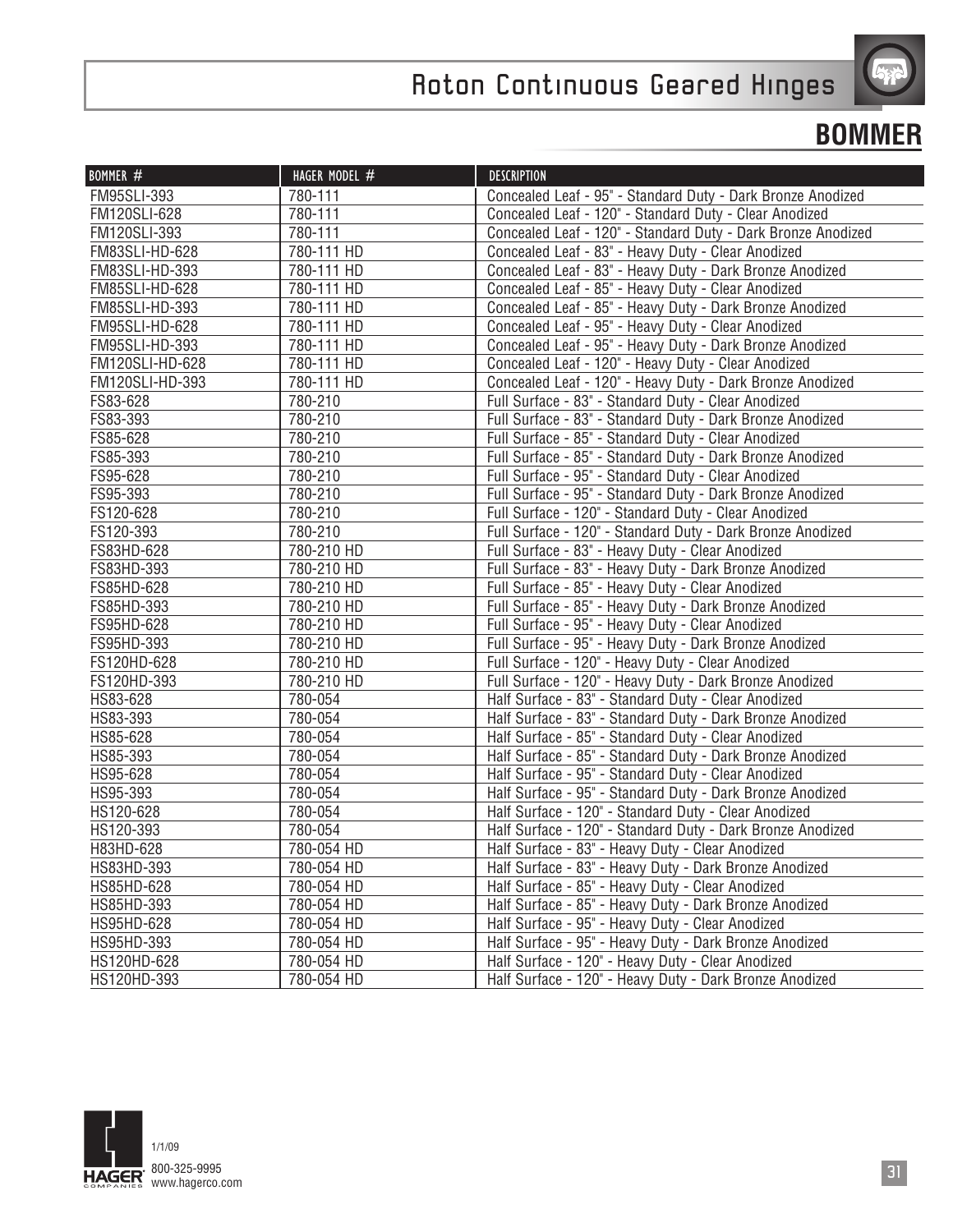# Roton Continuous Geared Hinges

## BOMMER

| BOMMER # | HAGER MODEL # | DESCRIPTION |
|---|---|---|
| FM95SLI-393 | 780-111 | Concealed Leaf - 95" - Standard Duty - Dark Bronze Anodized |
| FM120SLI-628 | 780-111 | Concealed Leaf - 120" - Standard Duty - Clear Anodized |
| FM120SLI-393 | 780-111 | Concealed Leaf - 120" - Standard Duty - Dark Bronze Anodized |
| FM83SLI-HD-628 | 780-111 HD | Concealed Leaf - 83" - Heavy Duty - Clear Anodized |
| FM83SLI-HD-393 | 780-111 HD | Concealed Leaf - 83" - Heavy Duty - Dark Bronze Anodized |
| FM85SLI-HD-628 | 780-111 HD | Concealed Leaf - 85" - Heavy Duty - Clear Anodized |
| FM85SLI-HD-393 | 780-111 HD | Concealed Leaf - 85" - Heavy Duty - Dark Bronze Anodized |
| FM95SLI-HD-628 | 780-111 HD | Concealed Leaf - 95" - Heavy Duty - Clear Anodized |
| FM95SLI-HD-393 | 780-111 HD | Concealed Leaf - 95" - Heavy Duty - Dark Bronze Anodized |
| FM120SLI-HD-628 | 780-111 HD | Concealed Leaf - 120" - Heavy Duty - Clear Anodized |
| FM120SLI-HD-393 | 780-111 HD | Concealed Leaf - 120" - Heavy Duty - Dark Bronze Anodized |
| FS83-628 | 780-210 | Full Surface - 83" - Standard Duty - Clear Anodized |
| FS83-393 | 780-210 | Full Surface - 83" - Standard Duty - Dark Bronze Anodized |
| FS85-628 | 780-210 | Full Surface - 85" - Standard Duty - Clear Anodized |
| FS85-393 | 780-210 | Full Surface - 85" - Standard Duty - Dark Bronze Anodized |
| FS95-628 | 780-210 | Full Surface - 95" - Standard Duty - Clear Anodized |
| FS95-393 | 780-210 | Full Surface - 95" - Standard Duty - Dark Bronze Anodized |
| FS120-628 | 780-210 | Full Surface - 120" - Standard Duty - Clear Anodized |
| FS120-393 | 780-210 | Full Surface - 120" - Standard Duty - Dark Bronze Anodized |
| FS83HD-628 | 780-210 HD | Full Surface - 83" - Heavy Duty - Clear Anodized |
| FS83HD-393 | 780-210 HD | Full Surface - 83" - Heavy Duty - Dark Bronze Anodized |
| FS85HD-628 | 780-210 HD | Full Surface - 85" - Heavy Duty - Clear Anodized |
| FS85HD-393 | 780-210 HD | Full Surface - 85" - Heavy Duty - Dark Bronze Anodized |
| FS95HD-628 | 780-210 HD | Full Surface - 95" - Heavy Duty - Clear Anodized |
| FS95HD-393 | 780-210 HD | Full Surface - 95" - Heavy Duty - Dark Bronze Anodized |
| FS120HD-628 | 780-210 HD | Full Surface - 120" - Heavy Duty - Clear Anodized |
| FS120HD-393 | 780-210 HD | Full Surface - 120" - Heavy Duty - Dark Bronze Anodized |
| HS83-628 | 780-054 | Half Surface - 83" - Standard Duty - Clear Anodized |
| HS83-393 | 780-054 | Half Surface - 83" - Standard Duty - Dark Bronze Anodized |
| HS85-628 | 780-054 | Half Surface - 85" - Standard Duty - Clear Anodized |
| HS85-393 | 780-054 | Half Surface - 85" - Standard Duty - Dark Bronze Anodized |
| HS95-628 | 780-054 | Half Surface - 95" - Standard Duty - Clear Anodized |
| HS95-393 | 780-054 | Half Surface - 95" - Standard Duty - Dark Bronze Anodized |
| HS120-628 | 780-054 | Half Surface - 120" - Standard Duty - Clear Anodized |
| HS120-393 | 780-054 | Half Surface - 120" - Standard Duty - Dark Bronze Anodized |
| H83HD-628 | 780-054 HD | Half Surface - 83" - Heavy Duty - Clear Anodized |
| HS83HD-393 | 780-054 HD | Half Surface - 83" - Heavy Duty - Dark Bronze Anodized |
| HS85HD-628 | 780-054 HD | Half Surface - 85" - Heavy Duty - Clear Anodized |
| HS85HD-393 | 780-054 HD | Half Surface - 85" - Heavy Duty - Dark Bronze Anodized |
| HS95HD-628 | 780-054 HD | Half Surface - 95" - Heavy Duty - Clear Anodized |
| HS95HD-393 | 780-054 HD | Half Surface - 95" - Heavy Duty - Dark Bronze Anodized |
| HS120HD-628 | 780-054 HD | Half Surface - 120" - Heavy Duty - Clear Anodized |
| HS120HD-393 | 780-054 HD | Half Surface - 120" - Heavy Duty - Dark Bronze Anodized |

1/1/09
800-325-9995
www.hagerco.com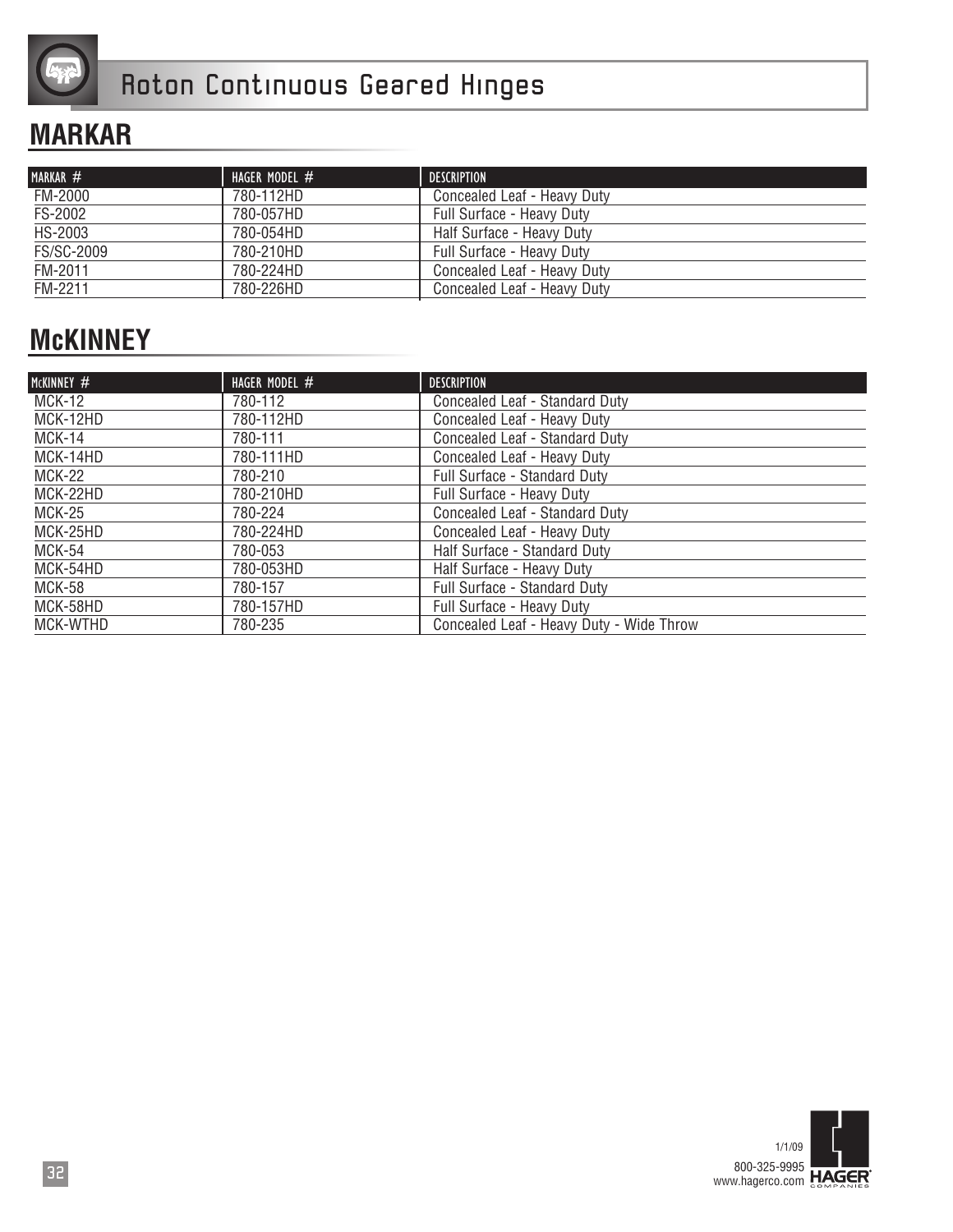# Roton Continuous Geared Hinges

## MARKAR

| MARKAR # | HAGER MODEL # | DESCRIPTION |
|---|---|---|
| FM-2000 | 780-112HD | Concealed Leaf - Heavy Duty |
| FS-2002 | 780-057HD | Full Surface - Heavy Duty |
| HS-2003 | 780-054HD | Half Surface - Heavy Duty |
| FS/SC-2009 | 780-210HD | Full Surface - Heavy Duty |
| FM-2011 | 780-224HD | Concealed Leaf - Heavy Duty |
| FM-2211 | 780-226HD | Concealed Leaf - Heavy Duty |

## McKINNEY

| McKINNEY # | HAGER MODEL # | DESCRIPTION |
|---|---|---|
| MCK-12 | 780-112 | Concealed Leaf - Standard Duty |
| MCK-12HD | 780-112HD | Concealed Leaf - Heavy Duty |
| MCK-14 | 780-111 | Concealed Leaf - Standard Duty |
| MCK-14HD | 780-111HD | Concealed Leaf - Heavy Duty |
| MCK-22 | 780-210 | Full Surface - Standard Duty |
| MCK-22HD | 780-210HD | Full Surface - Heavy Duty |
| MCK-25 | 780-224 | Concealed Leaf - Standard Duty |
| MCK-25HD | 780-224HD | Concealed Leaf - Heavy Duty |
| MCK-54 | 780-053 | Half Surface - Standard Duty |
| MCK-54HD | 780-053HD | Half Surface - Heavy Duty |
| MCK-58 | 780-157 | Full Surface - Standard Duty |
| MCK-58HD | 780-157HD | Full Surface - Heavy Duty |
| MCK-WTHD | 780-235 | Concealed Leaf - Heavy Duty - Wide Throw |

1/1/09
800-325-9995
www.hagerco.com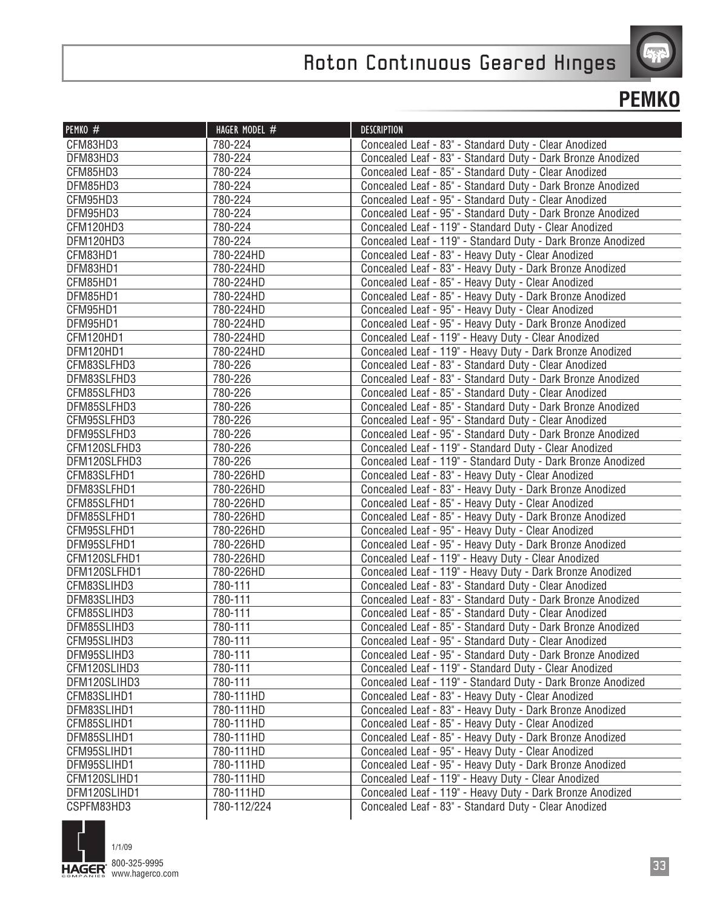# Roton Continuous Geared Hinges

## PEMKO

| PEMKO # | HAGER MODEL # | DESCRIPTION |
|---|---|---|
| CFM83HD3 | 780-224 | Concealed Leaf - 83" - Standard Duty - Clear Anodized |
| DFM83HD3 | 780-224 | Concealed Leaf - 83" - Standard Duty - Dark Bronze Anodized |
| CFM85HD3 | 780-224 | Concealed Leaf - 85" - Standard Duty - Clear Anodized |
| DFM85HD3 | 780-224 | Concealed Leaf - 85" - Standard Duty - Dark Bronze Anodized |
| CFM95HD3 | 780-224 | Concealed Leaf - 95" - Standard Duty - Clear Anodized |
| DFM95HD3 | 780-224 | Concealed Leaf - 95" - Standard Duty - Dark Bronze Anodized |
| CFM120HD3 | 780-224 | Concealed Leaf - 119" - Standard Duty - Clear Anodized |
| DFM120HD3 | 780-224 | Concealed Leaf - 119" - Standard Duty - Dark Bronze Anodized |
| CFM83HD1 | 780-224HD | Concealed Leaf - 83" - Heavy Duty - Clear Anodized |
| DFM83HD1 | 780-224HD | Concealed Leaf - 83" - Heavy Duty - Dark Bronze Anodized |
| CFM85HD1 | 780-224HD | Concealed Leaf - 85" - Heavy Duty - Clear Anodized |
| DFM85HD1 | 780-224HD | Concealed Leaf - 85" - Heavy Duty - Dark Bronze Anodized |
| CFM95HD1 | 780-224HD | Concealed Leaf - 95" - Heavy Duty - Clear Anodized |
| DFM95HD1 | 780-224HD | Concealed Leaf - 95" - Heavy Duty - Dark Bronze Anodized |
| CFM120HD1 | 780-224HD | Concealed Leaf - 119" - Heavy Duty - Clear Anodized |
| DFM120HD1 | 780-224HD | Concealed Leaf - 119" - Heavy Duty - Dark Bronze Anodized |
| CFM83SLFHD3 | 780-226 | Concealed Leaf - 83" - Standard Duty - Clear Anodized |
| DFM83SLFHD3 | 780-226 | Concealed Leaf - 83" - Standard Duty - Dark Bronze Anodized |
| CFM85SLFHD3 | 780-226 | Concealed Leaf - 85" - Standard Duty - Clear Anodized |
| DFM85SLFHD3 | 780-226 | Concealed Leaf - 85" - Standard Duty - Dark Bronze Anodized |
| CFM95SLFHD3 | 780-226 | Concealed Leaf - 95" - Standard Duty - Clear Anodized |
| DFM95SLFHD3 | 780-226 | Concealed Leaf - 95" - Standard Duty - Dark Bronze Anodized |
| CFM120SLFHD3 | 780-226 | Concealed Leaf - 119" - Standard Duty - Clear Anodized |
| DFM120SLFHD3 | 780-226 | Concealed Leaf - 119" - Standard Duty - Dark Bronze Anodized |
| CFM83SLFHD1 | 780-226HD | Concealed Leaf - 83" - Heavy Duty - Clear Anodized |
| DFM83SLFHD1 | 780-226HD | Concealed Leaf - 83" - Heavy Duty - Dark Bronze Anodized |
| CFM85SLFHD1 | 780-226HD | Concealed Leaf - 85" - Heavy Duty - Clear Anodized |
| DFM85SLFHD1 | 780-226HD | Concealed Leaf - 85" - Heavy Duty - Dark Bronze Anodized |
| CFM95SLFHD1 | 780-226HD | Concealed Leaf - 95" - Heavy Duty - Clear Anodized |
| DFM95SLFHD1 | 780-226HD | Concealed Leaf - 95" - Heavy Duty - Dark Bronze Anodized |
| CFM120SLFHD1 | 780-226HD | Concealed Leaf - 119" - Heavy Duty - Clear Anodized |
| DFM120SLFHD1 | 780-226HD | Concealed Leaf - 119" - Heavy Duty - Dark Bronze Anodized |
| CFM83SLIHD3 | 780-111 | Concealed Leaf - 83" - Standard Duty - Clear Anodized |
| DFM83SLIHD3 | 780-111 | Concealed Leaf - 83" - Standard Duty - Dark Bronze Anodized |
| CFM85SLIHD3 | 780-111 | Concealed Leaf - 85" - Standard Duty - Clear Anodized |
| DFM85SLIHD3 | 780-111 | Concealed Leaf - 85" - Standard Duty - Dark Bronze Anodized |
| CFM95SLIHD3 | 780-111 | Concealed Leaf - 95" - Standard Duty - Clear Anodized |
| DFM95SLIHD3 | 780-111 | Concealed Leaf - 95" - Standard Duty - Dark Bronze Anodized |
| CFM120SLIHD3 | 780-111 | Concealed Leaf - 119" - Standard Duty - Clear Anodized |
| DFM120SLIHD3 | 780-111 | Concealed Leaf - 119" - Standard Duty - Dark Bronze Anodized |
| CFM83SLIHD1 | 780-111HD | Concealed Leaf - 83" - Heavy Duty - Clear Anodized |
| DFM83SLIHD1 | 780-111HD | Concealed Leaf - 83" - Heavy Duty - Dark Bronze Anodized |
| CFM85SLIHD1 | 780-111HD | Concealed Leaf - 85" - Heavy Duty - Clear Anodized |
| DFM85SLIHD1 | 780-111HD | Concealed Leaf - 85" - Heavy Duty - Dark Bronze Anodized |
| CFM95SLIHD1 | 780-111HD | Concealed Leaf - 95" - Heavy Duty - Clear Anodized |
| DFM95SLIHD1 | 780-111HD | Concealed Leaf - 95" - Heavy Duty - Dark Bronze Anodized |
| CFM120SLIHD1 | 780-111HD | Concealed Leaf - 119" - Heavy Duty - Clear Anodized |
| DFM120SLIHD1 | 780-111HD | Concealed Leaf - 119" - Heavy Duty - Dark Bronze Anodized |
| CSPFM83HD3 | 780-112/224 | Concealed Leaf - 83" - Standard Duty - Clear Anodized |

1/1/09

800-325-9995
www.hagerco.com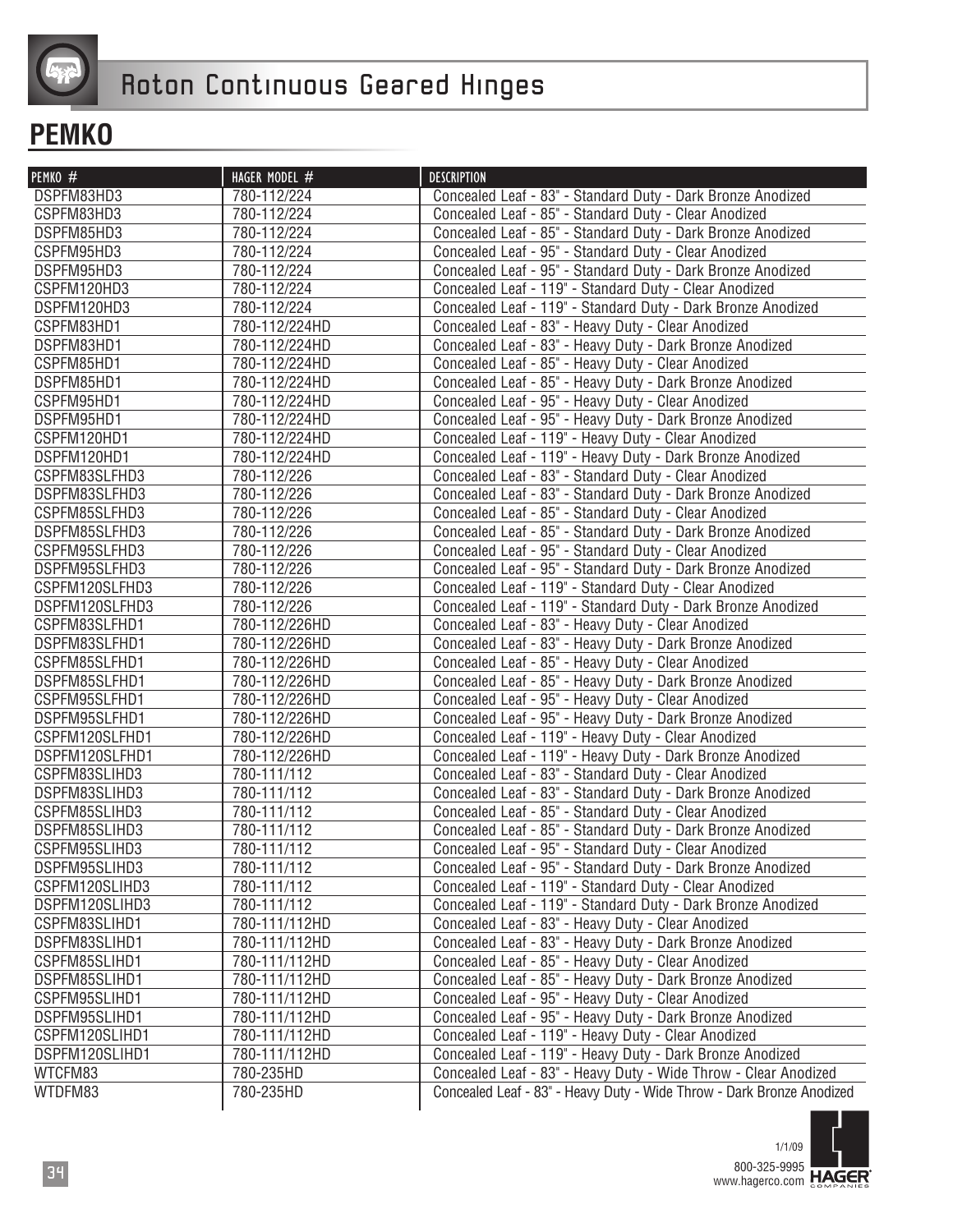# Roton Continuous Geared Hinges

## PEMKO

| PEMKO # | HAGER MODEL # | DESCRIPTION |
|---|---|---|
| DSPFM83HD3 | 780-112/224 | Concealed Leaf - 83" - Standard Duty - Dark Bronze Anodized |
| CSPFM83HD3 | 780-112/224 | Concealed Leaf - 85" - Standard Duty - Clear Anodized |
| DSPFM85HD3 | 780-112/224 | Concealed Leaf - 85" - Standard Duty - Dark Bronze Anodized |
| CSPFM95HD3 | 780-112/224 | Concealed Leaf - 95" - Standard Duty - Clear Anodized |
| DSPFM95HD3 | 780-112/224 | Concealed Leaf - 95" - Standard Duty - Dark Bronze Anodized |
| CSPFM120HD3 | 780-112/224 | Concealed Leaf - 119" - Standard Duty - Clear Anodized |
| DSPFM120HD3 | 780-112/224 | Concealed Leaf - 119" - Standard Duty - Dark Bronze Anodized |
| CSPFM83HD1 | 780-112/224HD | Concealed Leaf - 83" - Heavy Duty - Clear Anodized |
| DSPFM83HD1 | 780-112/224HD | Concealed Leaf - 83" - Heavy Duty - Dark Bronze Anodized |
| CSPFM85HD1 | 780-112/224HD | Concealed Leaf - 85" - Heavy Duty - Clear Anodized |
| DSPFM85HD1 | 780-112/224HD | Concealed Leaf - 85" - Heavy Duty - Dark Bronze Anodized |
| CSPFM95HD1 | 780-112/224HD | Concealed Leaf - 95" - Heavy Duty - Clear Anodized |
| DSPFM95HD1 | 780-112/224HD | Concealed Leaf - 95" - Heavy Duty - Dark Bronze Anodized |
| CSPFM120HD1 | 780-112/224HD | Concealed Leaf - 119" - Heavy Duty - Clear Anodized |
| DSPFM120HD1 | 780-112/224HD | Concealed Leaf - 119" - Heavy Duty - Dark Bronze Anodized |
| CSPFM83SLFHD3 | 780-112/226 | Concealed Leaf - 83" - Standard Duty - Clear Anodized |
| DSPFM83SLFHD3 | 780-112/226 | Concealed Leaf - 83" - Standard Duty - Dark Bronze Anodized |
| CSPFM85SLFHD3 | 780-112/226 | Concealed Leaf - 85" - Standard Duty - Clear Anodized |
| DSPFM85SLFHD3 | 780-112/226 | Concealed Leaf - 85" - Standard Duty - Dark Bronze Anodized |
| CSPFM95SLFHD3 | 780-112/226 | Concealed Leaf - 95" - Standard Duty - Clear Anodized |
| DSPFM95SLFHD3 | 780-112/226 | Concealed Leaf - 95" - Standard Duty - Dark Bronze Anodized |
| CSPFM120SLFHD3 | 780-112/226 | Concealed Leaf - 119" - Standard Duty - Clear Anodized |
| DSPFM120SLFHD3 | 780-112/226 | Concealed Leaf - 119" - Standard Duty - Dark Bronze Anodized |
| CSPFM83SLFHD1 | 780-112/226HD | Concealed Leaf - 83" - Heavy Duty - Clear Anodized |
| DSPFM83SLFHD1 | 780-112/226HD | Concealed Leaf - 83" - Heavy Duty - Dark Bronze Anodized |
| CSPFM85SLFHD1 | 780-112/226HD | Concealed Leaf - 85" - Heavy Duty - Clear Anodized |
| DSPFM85SLFHD1 | 780-112/226HD | Concealed Leaf - 85" - Heavy Duty - Dark Bronze Anodized |
| CSPFM95SLFHD1 | 780-112/226HD | Concealed Leaf - 95" - Heavy Duty - Clear Anodized |
| DSPFM95SLFHD1 | 780-112/226HD | Concealed Leaf - 95" - Heavy Duty - Dark Bronze Anodized |
| CSPFM120SLFHD1 | 780-112/226HD | Concealed Leaf - 119" - Heavy Duty - Clear Anodized |
| DSPFM120SLFHD1 | 780-112/226HD | Concealed Leaf - 119" - Heavy Duty - Dark Bronze Anodized |
| CSPFM83SLIHD3 | 780-111/112 | Concealed Leaf - 83" - Standard Duty - Clear Anodized |
| DSPFM83SLIHD3 | 780-111/112 | Concealed Leaf - 83" - Standard Duty - Dark Bronze Anodized |
| CSPFM85SLIHD3 | 780-111/112 | Concealed Leaf - 85" - Standard Duty - Clear Anodized |
| DSPFM85SLIHD3 | 780-111/112 | Concealed Leaf - 85" - Standard Duty - Dark Bronze Anodized |
| CSPFM95SLIHD3 | 780-111/112 | Concealed Leaf - 95" - Standard Duty - Clear Anodized |
| DSPFM95SLIHD3 | 780-111/112 | Concealed Leaf - 95" - Standard Duty - Dark Bronze Anodized |
| CSPFM120SLIHD3 | 780-111/112 | Concealed Leaf - 119" - Standard Duty - Clear Anodized |
| DSPFM120SLIHD3 | 780-111/112 | Concealed Leaf - 119" - Standard Duty - Dark Bronze Anodized |
| CSPFM83SLIHD1 | 780-111/112HD | Concealed Leaf - 83" - Heavy Duty - Clear Anodized |
| DSPFM83SLIHD1 | 780-111/112HD | Concealed Leaf - 83" - Heavy Duty - Dark Bronze Anodized |
| CSPFM85SLIHD1 | 780-111/112HD | Concealed Leaf - 85" - Heavy Duty - Clear Anodized |
| DSPFM85SLIHD1 | 780-111/112HD | Concealed Leaf - 85" - Heavy Duty - Dark Bronze Anodized |
| CSPFM95SLIHD1 | 780-111/112HD | Concealed Leaf - 95" - Heavy Duty - Clear Anodized |
| DSPFM95SLIHD1 | 780-111/112HD | Concealed Leaf - 95" - Heavy Duty - Dark Bronze Anodized |
| CSPFM120SLIHD1 | 780-111/112HD | Concealed Leaf - 119" - Heavy Duty - Clear Anodized |
| DSPFM120SLIHD1 | 780-111/112HD | Concealed Leaf - 119" - Heavy Duty - Dark Bronze Anodized |
| WTCFM83 | 780-235HD | Concealed Leaf - 83" - Heavy Duty - Wide Throw - Clear Anodized |
| WTDFM83 | 780-235HD | Concealed Leaf - 83" - Heavy Duty - Wide Throw - Dark Bronze Anodized |

1/1/09
800-325-9995
www.hagerco.com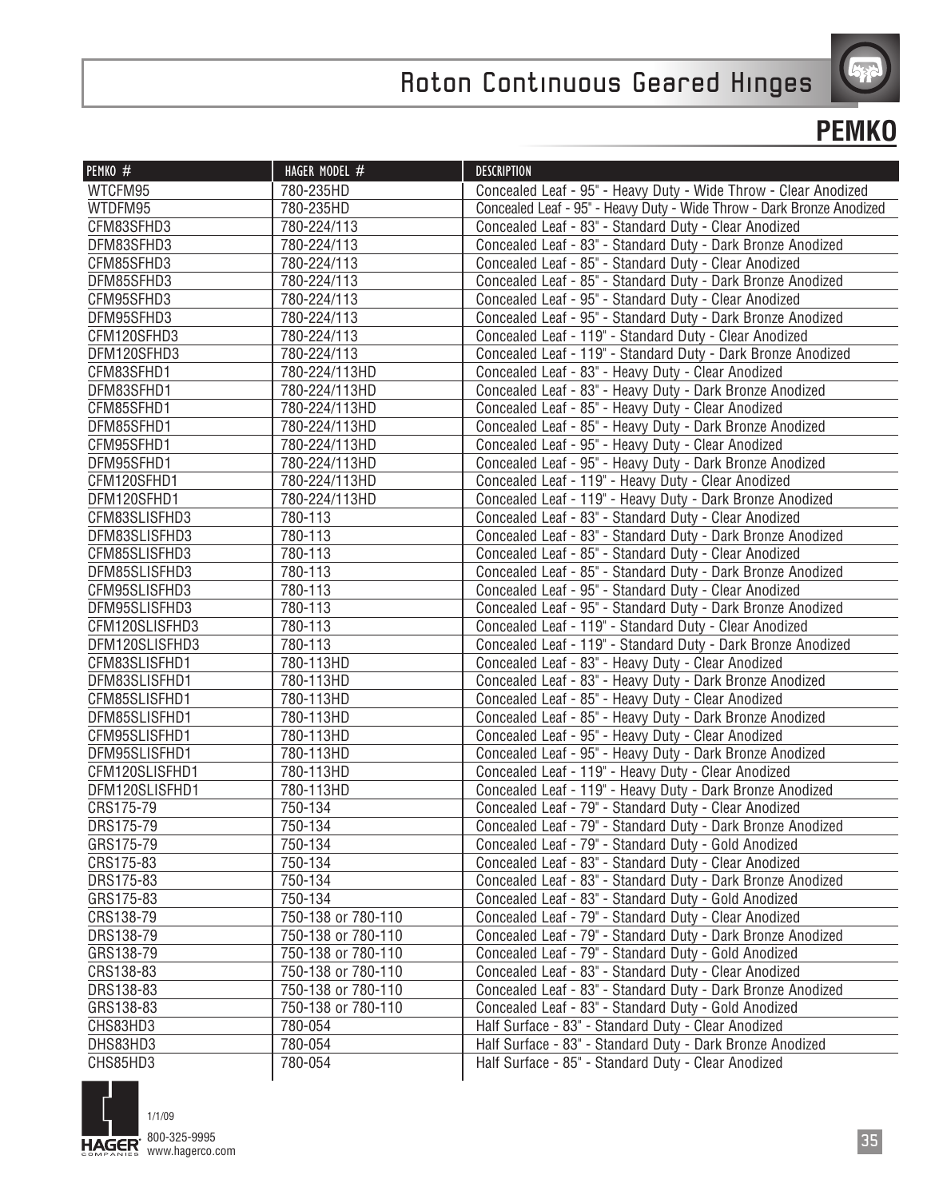# Roton Continuous Geared Hinges

## PEMKO

| PEMKO # | HAGER MODEL # | DESCRIPTION |
|---|---|---|
| WTCFM95 | 780-235HD | Concealed Leaf - 95" - Heavy Duty - Wide Throw - Clear Anodized |
| WTDFM95 | 780-235HD | Concealed Leaf - 95" - Heavy Duty - Wide Throw - Dark Bronze Anodized |
| CFM83SFHD3 | 780-224/113 | Concealed Leaf - 83" - Standard Duty - Clear Anodized |
| DFM83SFHD3 | 780-224/113 | Concealed Leaf - 83" - Standard Duty - Dark Bronze Anodized |
| CFM85SFHD3 | 780-224/113 | Concealed Leaf - 85" - Standard Duty - Clear Anodized |
| DFM85SFHD3 | 780-224/113 | Concealed Leaf - 85" - Standard Duty - Dark Bronze Anodized |
| CFM95SFHD3 | 780-224/113 | Concealed Leaf - 95" - Standard Duty - Clear Anodized |
| DFM95SFHD3 | 780-224/113 | Concealed Leaf - 95" - Standard Duty - Dark Bronze Anodized |
| CFM120SFHD3 | 780-224/113 | Concealed Leaf - 119" - Standard Duty - Clear Anodized |
| DFM120SFHD3 | 780-224/113 | Concealed Leaf - 119" - Standard Duty - Dark Bronze Anodized |
| CFM83SFHD1 | 780-224/113HD | Concealed Leaf - 83" - Heavy Duty - Clear Anodized |
| DFM83SFHD1 | 780-224/113HD | Concealed Leaf - 83" - Heavy Duty - Dark Bronze Anodized |
| CFM85SFHD1 | 780-224/113HD | Concealed Leaf - 85" - Heavy Duty - Clear Anodized |
| DFM85SFHD1 | 780-224/113HD | Concealed Leaf - 85" - Heavy Duty - Dark Bronze Anodized |
| CFM95SFHD1 | 780-224/113HD | Concealed Leaf - 95" - Heavy Duty - Clear Anodized |
| DFM95SFHD1 | 780-224/113HD | Concealed Leaf - 95" - Heavy Duty - Dark Bronze Anodized |
| CFM120SFHD1 | 780-224/113HD | Concealed Leaf - 119" - Heavy Duty - Clear Anodized |
| DFM120SFHD1 | 780-224/113HD | Concealed Leaf - 119" - Heavy Duty - Dark Bronze Anodized |
| CFM83SLISFHD3 | 780-113 | Concealed Leaf - 83" - Standard Duty - Clear Anodized |
| DFM83SLISFHD3 | 780-113 | Concealed Leaf - 83" - Standard Duty - Dark Bronze Anodized |
| CFM85SLISFHD3 | 780-113 | Concealed Leaf - 85" - Standard Duty - Clear Anodized |
| DFM85SLISFHD3 | 780-113 | Concealed Leaf - 85" - Standard Duty - Dark Bronze Anodized |
| CFM95SLISFHD3 | 780-113 | Concealed Leaf - 95" - Standard Duty - Clear Anodized |
| DFM95SLISFHD3 | 780-113 | Concealed Leaf - 95" - Standard Duty - Dark Bronze Anodized |
| CFM120SLISFHD3 | 780-113 | Concealed Leaf - 119" - Standard Duty - Clear Anodized |
| DFM120SLISFHD3 | 780-113 | Concealed Leaf - 119" - Standard Duty - Dark Bronze Anodized |
| CFM83SLISFHD1 | 780-113HD | Concealed Leaf - 83" - Heavy Duty - Clear Anodized |
| DFM83SLISFHD1 | 780-113HD | Concealed Leaf - 83" - Heavy Duty - Dark Bronze Anodized |
| CFM85SLISFHD1 | 780-113HD | Concealed Leaf - 85" - Heavy Duty - Clear Anodized |
| DFM85SLISFHD1 | 780-113HD | Concealed Leaf - 85" - Heavy Duty - Dark Bronze Anodized |
| CFM95SLISFHD1 | 780-113HD | Concealed Leaf - 95" - Heavy Duty - Clear Anodized |
| DFM95SLISFHD1 | 780-113HD | Concealed Leaf - 95" - Heavy Duty - Dark Bronze Anodized |
| CFM120SLISFHD1 | 780-113HD | Concealed Leaf - 119" - Heavy Duty - Clear Anodized |
| DFM120SLISFHD1 | 780-113HD | Concealed Leaf - 119" - Heavy Duty - Dark Bronze Anodized |
| CRS175-79 | 750-134 | Concealed Leaf - 79" - Standard Duty - Clear Anodized |
| DRS175-79 | 750-134 | Concealed Leaf - 79" - Standard Duty - Dark Bronze Anodized |
| GRS175-79 | 750-134 | Concealed Leaf - 79" - Standard Duty - Gold Anodized |
| CRS175-83 | 750-134 | Concealed Leaf - 83" - Standard Duty - Clear Anodized |
| DRS175-83 | 750-134 | Concealed Leaf - 83" - Standard Duty - Dark Bronze Anodized |
| GRS175-83 | 750-134 | Concealed Leaf - 83" - Standard Duty - Gold Anodized |
| CRS138-79 | 750-138 or 780-110 | Concealed Leaf - 79" - Standard Duty - Clear Anodized |
| DRS138-79 | 750-138 or 780-110 | Concealed Leaf - 79" - Standard Duty - Dark Bronze Anodized |
| GRS138-79 | 750-138 or 780-110 | Concealed Leaf - 79" - Standard Duty - Gold Anodized |
| CRS138-83 | 750-138 or 780-110 | Concealed Leaf - 83" - Standard Duty - Clear Anodized |
| DRS138-83 | 750-138 or 780-110 | Concealed Leaf - 83" - Standard Duty - Dark Bronze Anodized |
| GRS138-83 | 750-138 or 780-110 | Concealed Leaf - 83" - Standard Duty - Gold Anodized |
| CHS83HD3 | 780-054 | Half Surface - 83" - Standard Duty - Clear Anodized |
| DHS83HD3 | 780-054 | Half Surface - 83" - Standard Duty - Dark Bronze Anodized |
| CHS85HD3 | 780-054 | Half Surface - 85" - Standard Duty - Clear Anodized |

1/1/09

800-325-9995
www.hagerco.com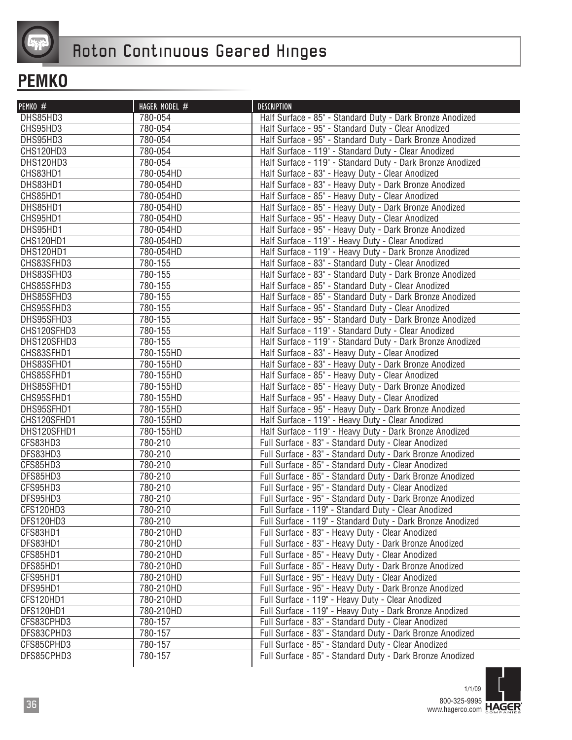# Roton Continuous Geared Hinges

## PEMKO

| PEMKO # | HAGER MODEL # | DESCRIPTION |
|---|---|---|
| DHS85HD3 | 780-054 | Half Surface - 85" - Standard Duty - Dark Bronze Anodized |
| CHS95HD3 | 780-054 | Half Surface - 95" - Standard Duty - Clear Anodized |
| DHS95HD3 | 780-054 | Half Surface - 95" - Standard Duty - Dark Bronze Anodized |
| CHS120HD3 | 780-054 | Half Surface - 119" - Standard Duty - Clear Anodized |
| DHS120HD3 | 780-054 | Half Surface - 119" - Standard Duty - Dark Bronze Anodized |
| CHS83HD1 | 780-054HD | Half Surface - 83" - Heavy Duty - Clear Anodized |
| DHS83HD1 | 780-054HD | Half Surface - 83" - Heavy Duty - Dark Bronze Anodized |
| CHS85HD1 | 780-054HD | Half Surface - 85" - Heavy Duty - Clear Anodized |
| DHS85HD1 | 780-054HD | Half Surface - 85" - Heavy Duty - Dark Bronze Anodized |
| CHS95HD1 | 780-054HD | Half Surface - 95" - Heavy Duty - Clear Anodized |
| DHS95HD1 | 780-054HD | Half Surface - 95" - Heavy Duty - Dark Bronze Anodized |
| CHS120HD1 | 780-054HD | Half Surface - 119" - Heavy Duty - Clear Anodized |
| DHS120HD1 | 780-054HD | Half Surface - 119" - Heavy Duty - Dark Bronze Anodized |
| CHS83SFHD3 | 780-155 | Half Surface - 83" - Standard Duty - Clear Anodized |
| DHS83SFHD3 | 780-155 | Half Surface - 83" - Standard Duty - Dark Bronze Anodized |
| CHS85SFHD3 | 780-155 | Half Surface - 85" - Standard Duty - Clear Anodized |
| DHS85SFHD3 | 780-155 | Half Surface - 85" - Standard Duty - Dark Bronze Anodized |
| CHS95SFHD3 | 780-155 | Half Surface - 95" - Standard Duty - Clear Anodized |
| DHS95SFHD3 | 780-155 | Half Surface - 95" - Standard Duty - Dark Bronze Anodized |
| CHS120SFHD3 | 780-155 | Half Surface - 119" - Standard Duty - Clear Anodized |
| DHS120SFHD3 | 780-155 | Half Surface - 119" - Standard Duty - Dark Bronze Anodized |
| CHS83SFHD1 | 780-155HD | Half Surface - 83" - Heavy Duty - Clear Anodized |
| DHS83SFHD1 | 780-155HD | Half Surface - 83" - Heavy Duty - Dark Bronze Anodized |
| CHS85SFHD1 | 780-155HD | Half Surface - 85" - Heavy Duty - Clear Anodized |
| DHS85SFHD1 | 780-155HD | Half Surface - 85" - Heavy Duty - Dark Bronze Anodized |
| CHS95SFHD1 | 780-155HD | Half Surface - 95" - Heavy Duty - Clear Anodized |
| DHS95SFHD1 | 780-155HD | Half Surface - 95" - Heavy Duty - Dark Bronze Anodized |
| CHS120SFHD1 | 780-155HD | Half Surface - 119" - Heavy Duty - Clear Anodized |
| DHS120SFHD1 | 780-155HD | Half Surface - 119" - Heavy Duty - Dark Bronze Anodized |
| CFS83HD3 | 780-210 | Full Surface - 83" - Standard Duty - Clear Anodized |
| DFS83HD3 | 780-210 | Full Surface - 83" - Standard Duty - Dark Bronze Anodized |
| CFS85HD3 | 780-210 | Full Surface - 85" - Standard Duty - Clear Anodized |
| DFS85HD3 | 780-210 | Full Surface - 85" - Standard Duty - Dark Bronze Anodized |
| CFS95HD3 | 780-210 | Full Surface - 95" - Standard Duty - Clear Anodized |
| DFS95HD3 | 780-210 | Full Surface - 95" - Standard Duty - Dark Bronze Anodized |
| CFS120HD3 | 780-210 | Full Surface - 119" - Standard Duty - Clear Anodized |
| DFS120HD3 | 780-210 | Full Surface - 119" - Standard Duty - Dark Bronze Anodized |
| CFS83HD1 | 780-210HD | Full Surface - 83" - Heavy Duty - Clear Anodized |
| DFS83HD1 | 780-210HD | Full Surface - 83" - Heavy Duty - Dark Bronze Anodized |
| CFS85HD1 | 780-210HD | Full Surface - 85" - Heavy Duty - Clear Anodized |
| DFS85HD1 | 780-210HD | Full Surface - 85" - Heavy Duty - Dark Bronze Anodized |
| CFS95HD1 | 780-210HD | Full Surface - 95" - Heavy Duty - Clear Anodized |
| DFS95HD1 | 780-210HD | Full Surface - 95" - Heavy Duty - Dark Bronze Anodized |
| CFS120HD1 | 780-210HD | Full Surface - 119" - Heavy Duty - Clear Anodized |
| DFS120HD1 | 780-210HD | Full Surface - 119" - Heavy Duty - Dark Bronze Anodized |
| CFS83CPHD3 | 780-157 | Full Surface - 83" - Standard Duty - Clear Anodized |
| DFS83CPHD3 | 780-157 | Full Surface - 83" - Standard Duty - Dark Bronze Anodized |
| CFS85CPHD3 | 780-157 | Full Surface - 85" - Standard Duty - Clear Anodized |
| DFS85CPHD3 | 780-157 | Full Surface - 85" - Standard Duty - Dark Bronze Anodized |

1/1/09
800-325-9995
www.hagerco.com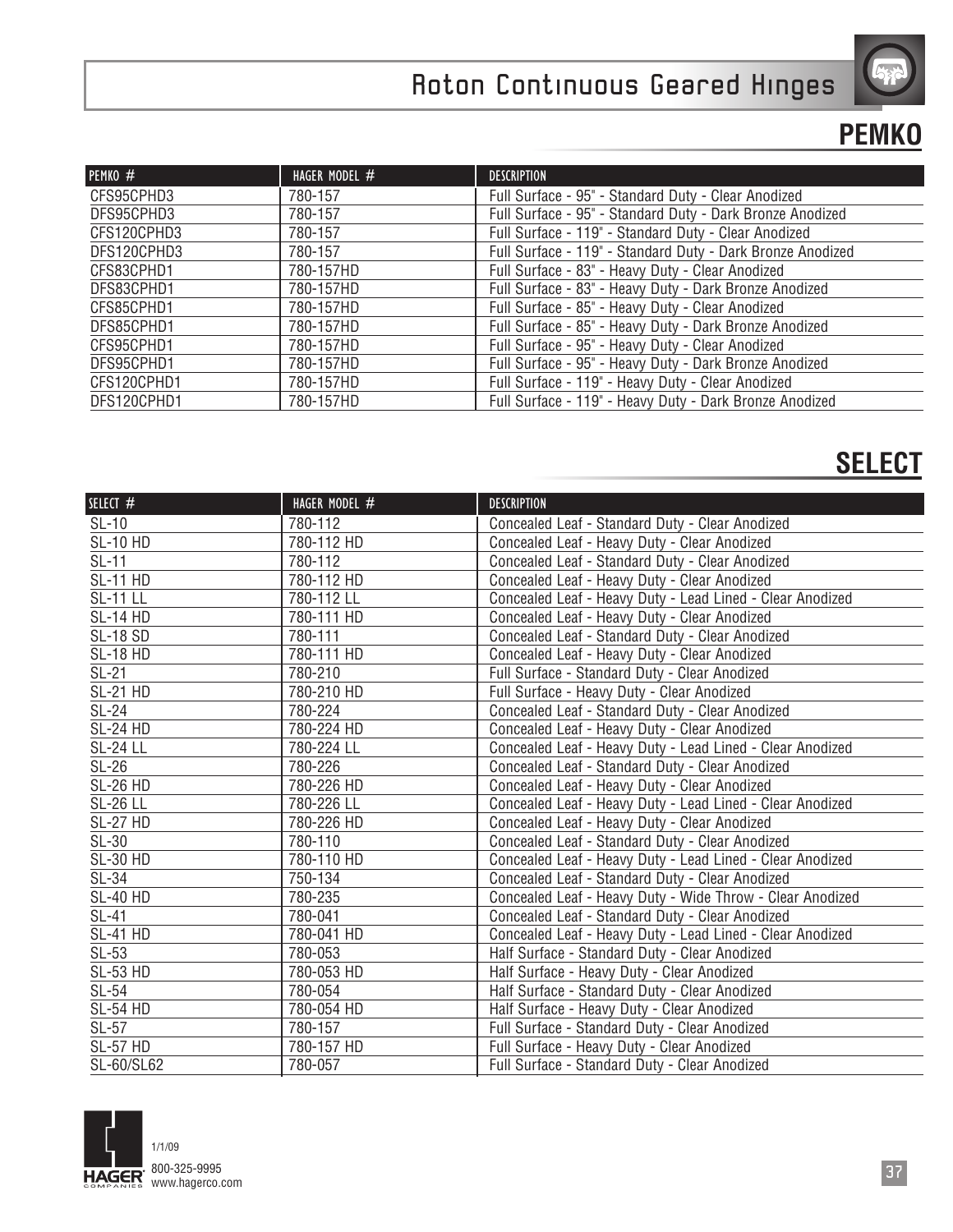# Roton Continuous Geared Hinges

## PEMKO

| PEMKO # | HAGER MODEL # | DESCRIPTION |
|---|---|---|
| CFS95CPHD3 | 780-157 | Full Surface - 95" - Standard Duty - Clear Anodized |
| DFS95CPHD3 | 780-157 | Full Surface - 95" - Standard Duty - Dark Bronze Anodized |
| CFS120CPHD3 | 780-157 | Full Surface - 119" - Standard Duty - Clear Anodized |
| DFS120CPHD3 | 780-157 | Full Surface - 119" - Standard Duty - Dark Bronze Anodized |
| CFS83CPHD1 | 780-157HD | Full Surface - 83" - Heavy Duty - Clear Anodized |
| DFS83CPHD1 | 780-157HD | Full Surface - 83" - Heavy Duty - Dark Bronze Anodized |
| CFS85CPHD1 | 780-157HD | Full Surface - 85" - Heavy Duty - Clear Anodized |
| DFS85CPHD1 | 780-157HD | Full Surface - 85" - Heavy Duty - Dark Bronze Anodized |
| CFS95CPHD1 | 780-157HD | Full Surface - 95" - Heavy Duty - Clear Anodized |
| DFS95CPHD1 | 780-157HD | Full Surface - 95" - Heavy Duty - Dark Bronze Anodized |
| CFS120CPHD1 | 780-157HD | Full Surface - 119" - Heavy Duty - Clear Anodized |
| DFS120CPHD1 | 780-157HD | Full Surface - 119" - Heavy Duty - Dark Bronze Anodized |

## SELECT

| SELECT # | HAGER MODEL # | DESCRIPTION |
|---|---|---|
| SL-10 | 780-112 | Concealed Leaf - Standard Duty - Clear Anodized |
| SL-10 HD | 780-112 HD | Concealed Leaf - Heavy Duty - Clear Anodized |
| SL-11 | 780-112 | Concealed Leaf - Standard Duty - Clear Anodized |
| SL-11 HD | 780-112 HD | Concealed Leaf - Heavy Duty - Clear Anodized |
| SL-11 LL | 780-112 LL | Concealed Leaf - Heavy Duty - Lead Lined - Clear Anodized |
| SL-14 HD | 780-111 HD | Concealed Leaf - Heavy Duty - Clear Anodized |
| SL-18 SD | 780-111 | Concealed Leaf - Standard Duty - Clear Anodized |
| SL-18 HD | 780-111 HD | Concealed Leaf - Heavy Duty - Clear Anodized |
| SL-21 | 780-210 | Full Surface - Standard Duty - Clear Anodized |
| SL-21 HD | 780-210 HD | Full Surface - Heavy Duty - Clear Anodized |
| SL-24 | 780-224 | Concealed Leaf - Standard Duty - Clear Anodized |
| SL-24 HD | 780-224 HD | Concealed Leaf - Heavy Duty - Clear Anodized |
| SL-24 LL | 780-224 LL | Concealed Leaf - Heavy Duty - Lead Lined - Clear Anodized |
| SL-26 | 780-226 | Concealed Leaf - Standard Duty - Clear Anodized |
| SL-26 HD | 780-226 HD | Concealed Leaf - Heavy Duty - Clear Anodized |
| SL-26 LL | 780-226 LL | Concealed Leaf - Heavy Duty - Lead Lined - Clear Anodized |
| SL-27 HD | 780-226 HD | Concealed Leaf - Heavy Duty - Clear Anodized |
| SL-30 | 780-110 | Concealed Leaf - Standard Duty - Clear Anodized |
| SL-30 HD | 780-110 HD | Concealed Leaf - Heavy Duty - Lead Lined - Clear Anodized |
| SL-34 | 750-134 | Concealed Leaf - Standard Duty - Clear Anodized |
| SL-40 HD | 780-235 | Concealed Leaf - Heavy Duty - Wide Throw - Clear Anodized |
| SL-41 | 780-041 | Concealed Leaf - Standard Duty - Clear Anodized |
| SL-41 HD | 780-041 HD | Concealed Leaf - Heavy Duty - Lead Lined - Clear Anodized |
| SL-53 | 780-053 | Half Surface - Standard Duty - Clear Anodized |
| SL-53 HD | 780-053 HD | Half Surface - Heavy Duty - Clear Anodized |
| SL-54 | 780-054 | Half Surface - Standard Duty - Clear Anodized |
| SL-54 HD | 780-054 HD | Half Surface - Heavy Duty - Clear Anodized |
| SL-57 | 780-157 | Full Surface - Standard Duty - Clear Anodized |
| SL-57 HD | 780-157 HD | Full Surface - Heavy Duty - Clear Anodized |
| SL-60/SL62 | 780-057 | Full Surface - Standard Duty - Clear Anodized |

1/1/09
800-325-9995
www.hagerco.com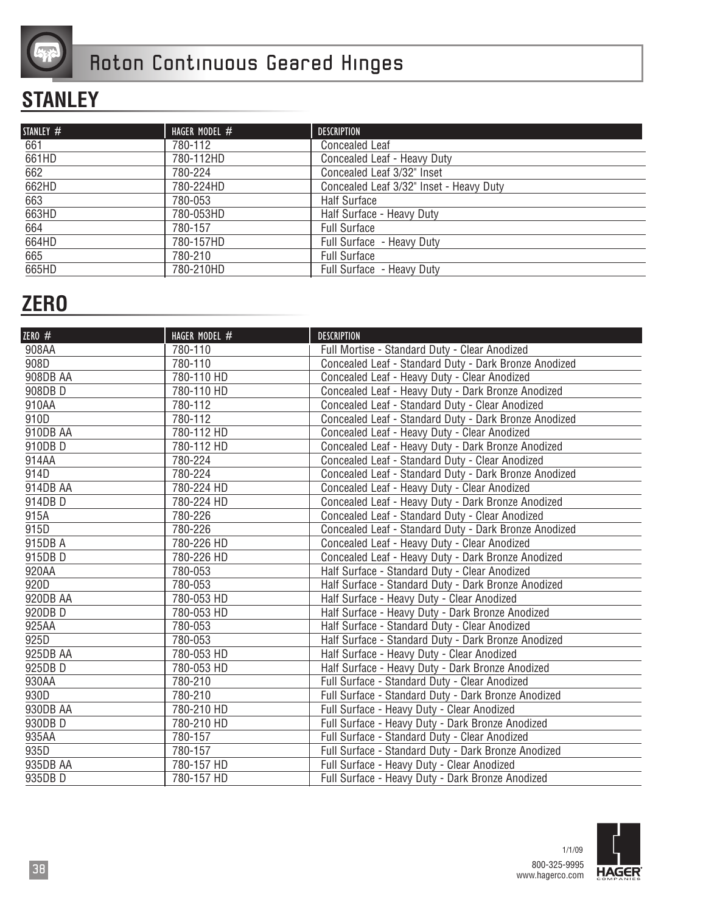# Roton Continuous Geared Hinges

## STANLEY

| STANLEY # | HAGER MODEL # | DESCRIPTION |
|---|---|---|
| 661 | 780-112 | Concealed Leaf |
| 661HD | 780-112HD | Concealed Leaf - Heavy Duty |
| 662 | 780-224 | Concealed Leaf 3/32" Inset |
| 662HD | 780-224HD | Concealed Leaf 3/32" Inset - Heavy Duty |
| 663 | 780-053 | Half Surface |
| 663HD | 780-053HD | Half Surface - Heavy Duty |
| 664 | 780-157 | Full Surface |
| 664HD | 780-157HD | Full Surface - Heavy Duty |
| 665 | 780-210 | Full Surface |
| 665HD | 780-210HD | Full Surface - Heavy Duty |

## ZERO

| ZERO # | HAGER MODEL # | DESCRIPTION |
|---|---|---|
| 908AA | 780-110 | Full Mortise - Standard Duty - Clear Anodized |
| 908D | 780-110 | Concealed Leaf - Standard Duty - Dark Bronze Anodized |
| 908DB AA | 780-110 HD | Concealed Leaf - Heavy Duty - Clear Anodized |
| 908DB D | 780-110 HD | Concealed Leaf - Heavy Duty - Dark Bronze Anodized |
| 910AA | 780-112 | Concealed Leaf - Standard Duty - Clear Anodized |
| 910D | 780-112 | Concealed Leaf - Standard Duty - Dark Bronze Anodized |
| 910DB AA | 780-112 HD | Concealed Leaf - Heavy Duty - Clear Anodized |
| 910DB D | 780-112 HD | Concealed Leaf - Heavy Duty - Dark Bronze Anodized |
| 914AA | 780-224 | Concealed Leaf - Standard Duty - Clear Anodized |
| 914D | 780-224 | Concealed Leaf - Standard Duty - Dark Bronze Anodized |
| 914DB AA | 780-224 HD | Concealed Leaf - Heavy Duty - Clear Anodized |
| 914DB D | 780-224 HD | Concealed Leaf - Heavy Duty - Dark Bronze Anodized |
| 915A | 780-226 | Concealed Leaf - Standard Duty - Clear Anodized |
| 915D | 780-226 | Concealed Leaf - Standard Duty - Dark Bronze Anodized |
| 915DB A | 780-226 HD | Concealed Leaf - Heavy Duty - Clear Anodized |
| 915DB D | 780-226 HD | Concealed Leaf - Heavy Duty - Dark Bronze Anodized |
| 920AA | 780-053 | Half Surface - Standard Duty - Clear Anodized |
| 920D | 780-053 | Half Surface - Standard Duty - Dark Bronze Anodized |
| 920DB AA | 780-053 HD | Half Surface - Heavy Duty - Clear Anodized |
| 920DB D | 780-053 HD | Half Surface - Heavy Duty - Dark Bronze Anodized |
| 925AA | 780-053 | Half Surface - Standard Duty - Clear Anodized |
| 925D | 780-053 | Half Surface - Standard Duty - Dark Bronze Anodized |
| 925DB AA | 780-053 HD | Half Surface - Heavy Duty - Clear Anodized |
| 925DB D | 780-053 HD | Half Surface - Heavy Duty - Dark Bronze Anodized |
| 930AA | 780-210 | Full Surface - Standard Duty - Clear Anodized |
| 930D | 780-210 | Full Surface - Standard Duty - Dark Bronze Anodized |
| 930DB AA | 780-210 HD | Full Surface - Heavy Duty - Clear Anodized |
| 930DB D | 780-210 HD | Full Surface - Heavy Duty - Dark Bronze Anodized |
| 935AA | 780-157 | Full Surface - Standard Duty - Clear Anodized |
| 935D | 780-157 | Full Surface - Standard Duty - Dark Bronze Anodized |
| 935DB AA | 780-157 HD | Full Surface - Heavy Duty - Clear Anodized |
| 935DB D | 780-157 HD | Full Surface - Heavy Duty - Dark Bronze Anodized |

1/1/09
800-325-9995
www.hagerco.com